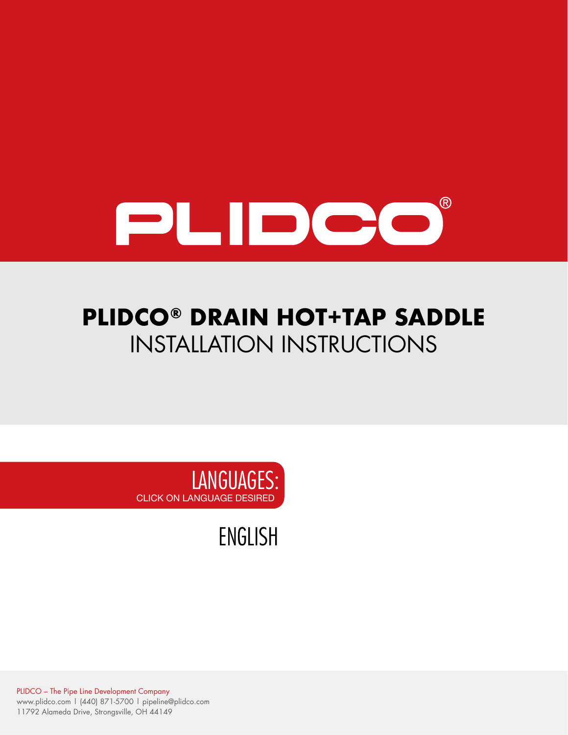PLIDCO®

# PLIDCO® DRAIN HOT+TAP SADDLE
## INSTALLATION INSTRUCTIONS

LANGUAGES:
CLICK ON LANGUAGE DESIRED

ENGLISH

PLIDCO – The Pipe Line Development Company
www.plidco.com | (440) 871-5700 | pipeline@plidco.com
11792 Alameda Drive, Strongsville, OH 44149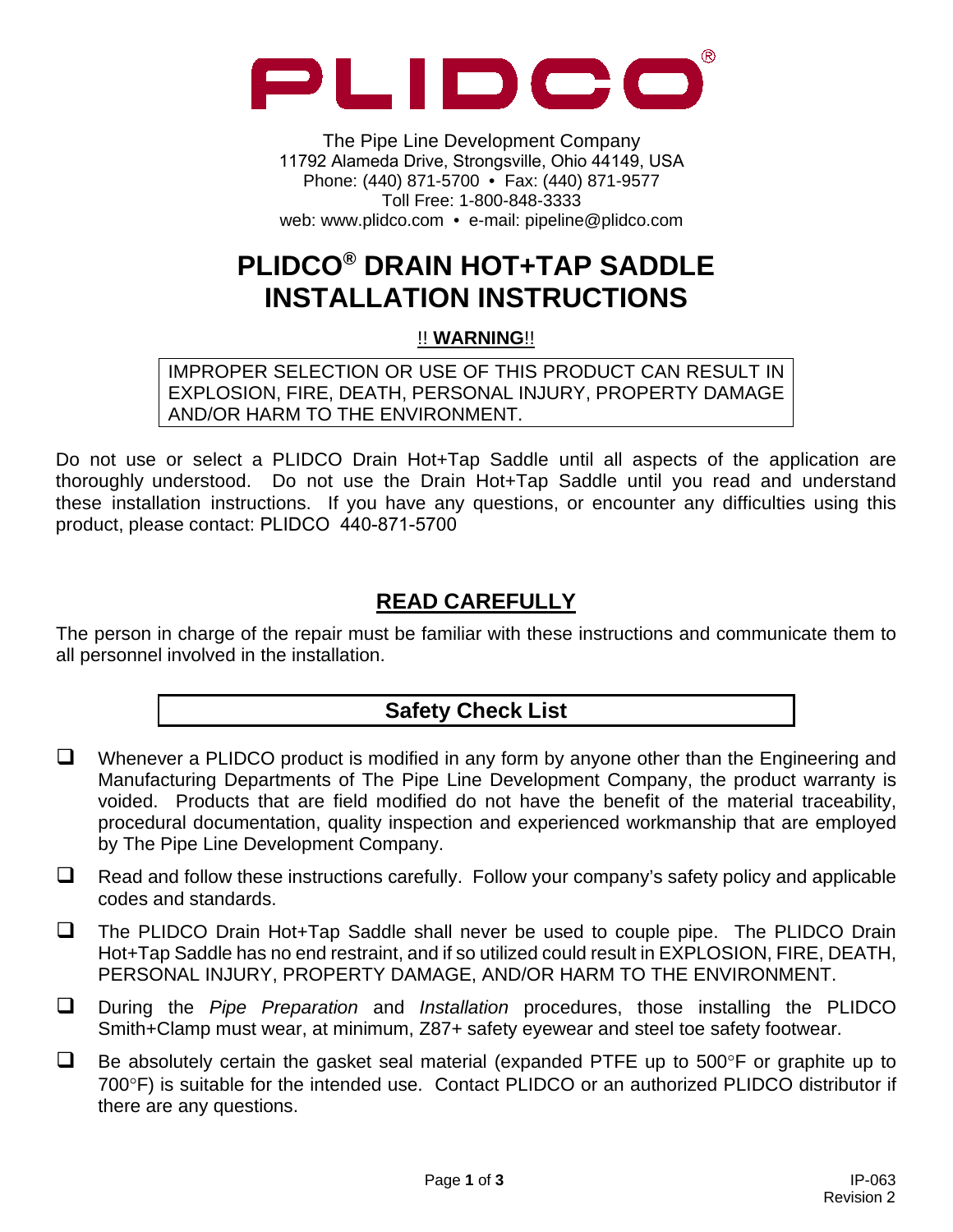# PLIDCO

The Pipe Line Development Company
11792 Alameda Drive, Strongsville, Ohio 44149, USA
Phone: (440) 871-5700 • Fax: (440) 871-9577
Toll Free: 1-800-848-3333
web: www.plidco.com • e-mail: pipeline@plidco.com

# PLIDCO® DRAIN HOT+TAP SADDLE INSTALLATION INSTRUCTIONS

!! **WARNING**!!

IMPROPER SELECTION OR USE OF THIS PRODUCT CAN RESULT IN EXPLOSION, FIRE, DEATH, PERSONAL INJURY, PROPERTY DAMAGE AND/OR HARM TO THE ENVIRONMENT.

Do not use or select a PLIDCO Drain Hot+Tap Saddle until all aspects of the application are thoroughly understood. Do not use the Drain Hot+Tap Saddle until you read and understand these installation instructions. If you have any questions, or encounter any difficulties using this product, please contact: PLIDCO 440-871-5700

## READ CAREFULLY

The person in charge of the repair must be familiar with these instructions and communicate them to all personnel involved in the installation.

## Safety Check List

- ☐ Whenever a PLIDCO product is modified in any form by anyone other than the Engineering and Manufacturing Departments of The Pipe Line Development Company, the product warranty is voided. Products that are field modified do not have the benefit of the material traceability, procedural documentation, quality inspection and experienced workmanship that are employed by The Pipe Line Development Company.
- ☐ Read and follow these instructions carefully. Follow your company's safety policy and applicable codes and standards.
- ☐ The PLIDCO Drain Hot+Tap Saddle shall never be used to couple pipe. The PLIDCO Drain Hot+Tap Saddle has no end restraint, and if so utilized could result in EXPLOSION, FIRE, DEATH, PERSONAL INJURY, PROPERTY DAMAGE, AND/OR HARM TO THE ENVIRONMENT.
- ☐ During the *Pipe Preparation* and *Installation* procedures, those installing the PLIDCO Smith+Clamp must wear, at minimum, Z87+ safety eyewear and steel toe safety footwear.
- ☐ Be absolutely certain the gasket seal material (expanded PTFE up to 500°F or graphite up to 700°F) is suitable for the intended use. Contact PLIDCO or an authorized PLIDCO distributor if there are any questions.

IP-063
Revision 2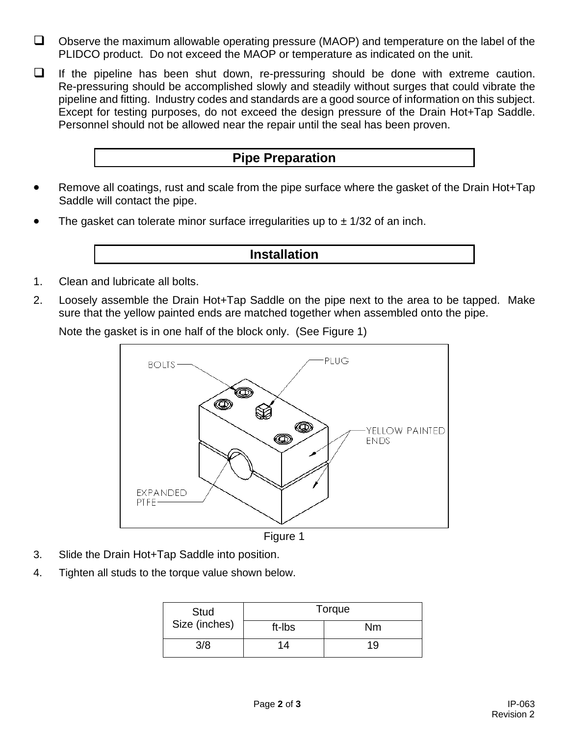- ❑ Observe the maximum allowable operating pressure (MAOP) and temperature on the label of the PLIDCO product. Do not exceed the MAOP or temperature as indicated on the unit.
- ❑ If the pipeline has been shut down, re-pressuring should be done with extreme caution. Re-pressuring should be accomplished slowly and steadily without surges that could vibrate the pipeline and fitting. Industry codes and standards are a good source of information on this subject. Except for testing purposes, do not exceed the design pressure of the Drain Hot+Tap Saddle. Personnel should not be allowed near the repair until the seal has been proven.

## Pipe Preparation

- Remove all coatings, rust and scale from the pipe surface where the gasket of the Drain Hot+Tap Saddle will contact the pipe.
- The gasket can tolerate minor surface irregularities up to ± 1/32 of an inch.

## Installation

1. Clean and lubricate all bolts.
2. Loosely assemble the Drain Hot+Tap Saddle on the pipe next to the area to be tapped. Make sure that the yellow painted ends are matched together when assembled onto the pipe.

   Note the gasket is in one half of the block only. (See Figure 1)

BOLTS, PLUG, YELLOW PAINTED ENDS, EXPANDED PTFE

Figure 1

3. Slide the Drain Hot+Tap Saddle into position.
4. Tighten all studs to the torque value shown below.

| Stud Size (inches) | Torque | |
|---|---|---|
| | ft-lbs | Nm |
| 3/8 | 14 | 19 |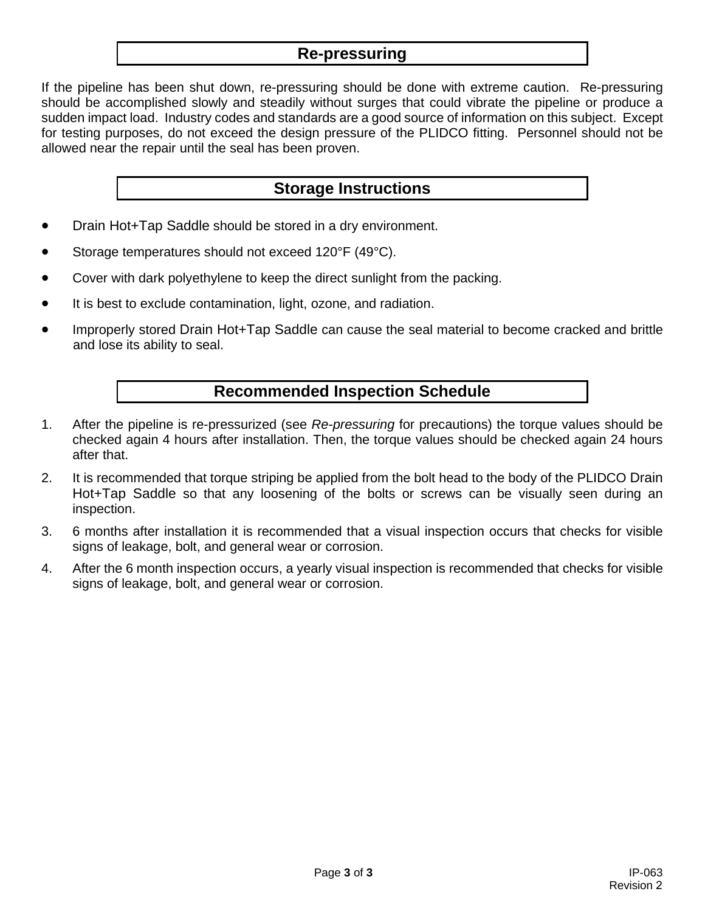## Re-pressuring

If the pipeline has been shut down, re-pressuring should be done with extreme caution. Re-pressuring should be accomplished slowly and steadily without surges that could vibrate the pipeline or produce a sudden impact load. Industry codes and standards are a good source of information on this subject. Except for testing purposes, do not exceed the design pressure of the PLIDCO fitting. Personnel should not be allowed near the repair until the seal has been proven.

## Storage Instructions

- Drain Hot+Tap Saddle should be stored in a dry environment.
- Storage temperatures should not exceed 120°F (49°C).
- Cover with dark polyethylene to keep the direct sunlight from the packing.
- It is best to exclude contamination, light, ozone, and radiation.
- Improperly stored Drain Hot+Tap Saddle can cause the seal material to become cracked and brittle and lose its ability to seal.

## Recommended Inspection Schedule

1. After the pipeline is re-pressurized (see *Re-pressuring* for precautions) the torque values should be checked again 4 hours after installation. Then, the torque values should be checked again 24 hours after that.
2. It is recommended that torque striping be applied from the bolt head to the body of the PLIDCO Drain Hot+Tap Saddle so that any loosening of the bolts or screws can be visually seen during an inspection.
3. 6 months after installation it is recommended that a visual inspection occurs that checks for visible signs of leakage, bolt, and general wear or corrosion.
4. After the 6 month inspection occurs, a yearly visual inspection is recommended that checks for visible signs of leakage, bolt, and general wear or corrosion.

IP-063
Revision 2